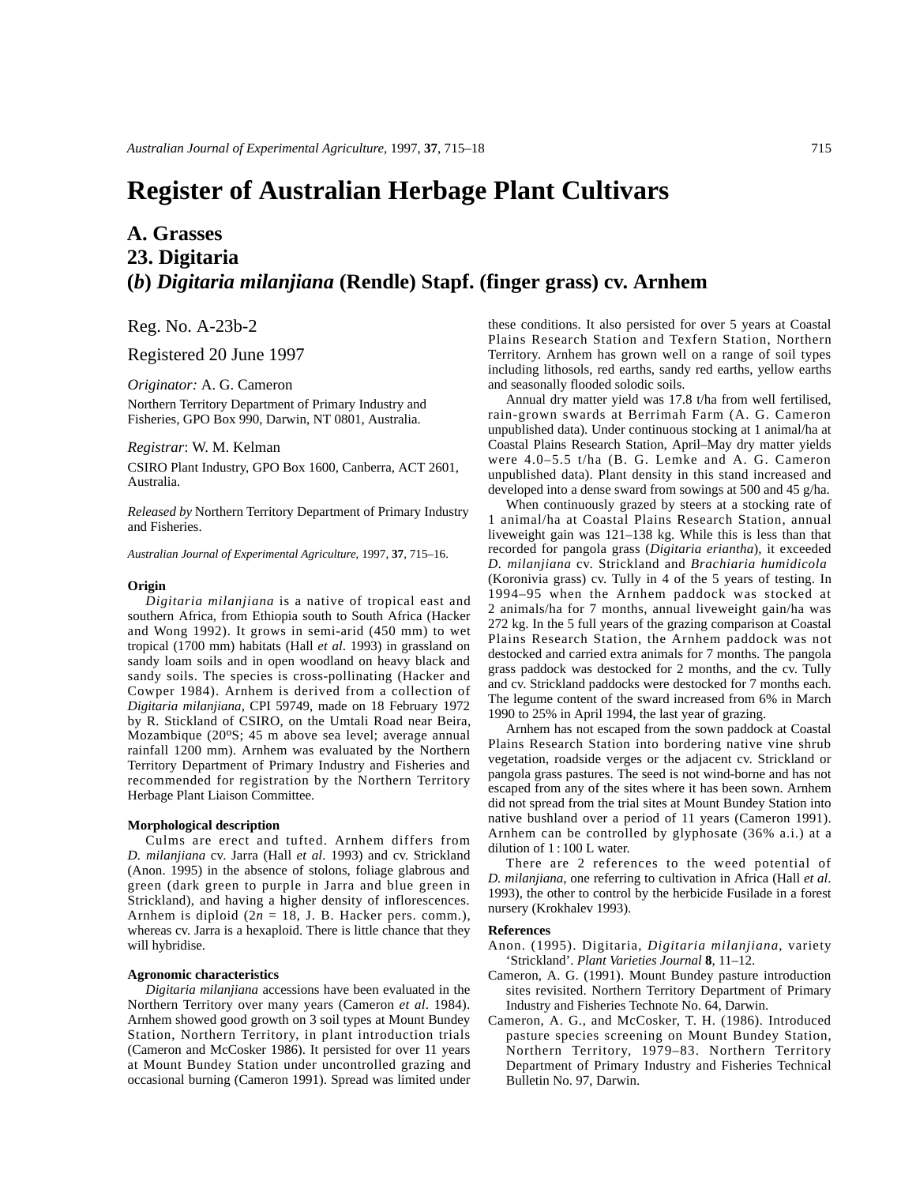# Register of Australian Herbage Plant Cultivars

## A. Grasses
## 23. Digitaria
## (*b*) *Digitaria milanjiana* (Rendle) Stapf. (finger grass) cv. Arnhem

Reg. No. A-23b-2

Registered 20 June 1997

*Originator:* A. G. Cameron

Northern Territory Department of Primary Industry and Fisheries, GPO Box 990, Darwin, NT 0801, Australia.

*Registrar*: W. M. Kelman

CSIRO Plant Industry, GPO Box 1600, Canberra, ACT 2601, Australia.

*Released by* Northern Territory Department of Primary Industry and Fisheries.

*Australian Journal of Experimental Agriculture*, 1997, **37**, 715–16.

### Origin

*Digitaria milanjiana* is a native of tropical east and southern Africa, from Ethiopia south to South Africa (Hacker and Wong 1992). It grows in semi-arid (450 mm) to wet tropical (1700 mm) habitats (Hall *et al.* 1993) in grassland on sandy loam soils and in open woodland on heavy black and sandy soils. The species is cross-pollinating (Hacker and Cowper 1984). Arnhem is derived from a collection of *Digitaria milanjiana*, CPI 59749, made on 18 February 1972 by R. Stickland of CSIRO, on the Umtali Road near Beira, Mozambique (20$^{o}$S; 45 m above sea level; average annual rainfall 1200 mm). Arnhem was evaluated by the Northern Territory Department of Primary Industry and Fisheries and recommended for registration by the Northern Territory Herbage Plant Liaison Committee.

### Morphological description

Culms are erect and tufted. Arnhem differs from *D. milanjiana* cv. Jarra (Hall *et al*. 1993) and cv. Strickland (Anon. 1995) in the absence of stolons, foliage glabrous and green (dark green to purple in Jarra and blue green in Strickland), and having a higher density of inflorescences. Arnhem is diploid ($2n$ = 18, J. B. Hacker pers. comm.), whereas cv. Jarra is a hexaploid. There is little chance that they will hybridise.

### Agronomic characteristics

*Digitaria milanjiana* accessions have been evaluated in the Northern Territory over many years (Cameron *et al*. 1984). Arnhem showed good growth on 3 soil types at Mount Bundey Station, Northern Territory, in plant introduction trials (Cameron and McCosker 1986). It persisted for over 11 years at Mount Bundey Station under uncontrolled grazing and occasional burning (Cameron 1991). Spread was limited under these conditions. It also persisted for over 5 years at Coastal Plains Research Station and Texfern Station, Northern Territory. Arnhem has grown well on a range of soil types including lithosols, red earths, sandy red earths, yellow earths and seasonally flooded solodic soils.

Annual dry matter yield was 17.8 t/ha from well fertilised, rain-grown swards at Berrimah Farm (A. G. Cameron unpublished data). Under continuous stocking at 1 animal/ha at Coastal Plains Research Station, April–May dry matter yields were 4.0–5.5 t/ha (B. G. Lemke and A. G. Cameron unpublished data). Plant density in this stand increased and developed into a dense sward from sowings at 500 and 45 g/ha.

When continuously grazed by steers at a stocking rate of 1 animal/ha at Coastal Plains Research Station, annual liveweight gain was 121–138 kg. While this is less than that recorded for pangola grass (*Digitaria eriantha*), it exceeded *D. milanjiana* cv. Strickland and *Brachiaria humidicola* (Koronivia grass) cv. Tully in 4 of the 5 years of testing. In 1994–95 when the Arnhem paddock was stocked at 2 animals/ha for 7 months, annual liveweight gain/ha was 272 kg. In the 5 full years of the grazing comparison at Coastal Plains Research Station, the Arnhem paddock was not destocked and carried extra animals for 7 months. The pangola grass paddock was destocked for 2 months, and the cv. Tully and cv. Strickland paddocks were destocked for 7 months each. The legume content of the sward increased from 6% in March 1990 to 25% in April 1994, the last year of grazing.

Arnhem has not escaped from the sown paddock at Coastal Plains Research Station into bordering native vine shrub vegetation, roadside verges or the adjacent cv. Strickland or pangola grass pastures. The seed is not wind-borne and has not escaped from any of the sites where it has been sown. Arnhem did not spread from the trial sites at Mount Bundey Station into native bushland over a period of 11 years (Cameron 1991). Arnhem can be controlled by glyphosate (36% a.i.) at a dilution of 1 : 100 L water.

There are 2 references to the weed potential of *D. milanjiana*, one referring to cultivation in Africa (Hall *et al.* 1993), the other to control by the herbicide Fusilade in a forest nursery (Krokhalev 1993).

### References

Anon. (1995). Digitaria, *Digitaria milanjiana*, variety ‘Strickland’. *Plant Varieties Journal* **8**, 11–12.

Cameron, A. G. (1991). Mount Bundey pasture introduction sites revisited. Northern Territory Department of Primary Industry and Fisheries Technote No. 64, Darwin.

Cameron, A. G., and McCosker, T. H. (1986). Introduced pasture species screening on Mount Bundey Station, Northern Territory, 1979–83. Northern Territory Department of Primary Industry and Fisheries Technical Bulletin No. 97, Darwin.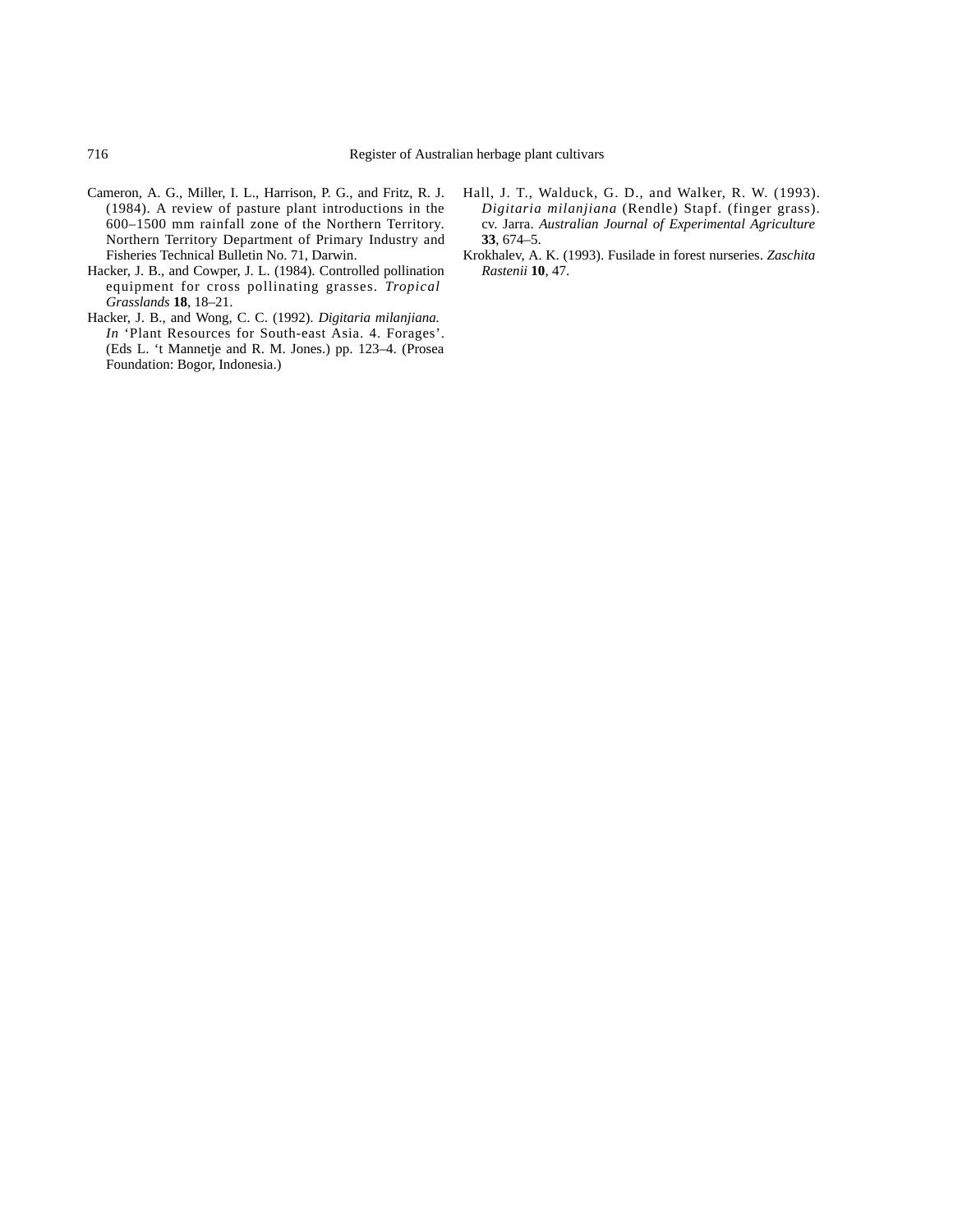Cameron, A. G., Miller, I. L., Harrison, P. G., and Fritz, R. J. (1984). A review of pasture plant introductions in the 600–1500 mm rainfall zone of the Northern Territory. Northern Territory Department of Primary Industry and Fisheries Technical Bulletin No. 71, Darwin.

Hacker, J. B., and Cowper, J. L. (1984). Controlled pollination equipment for cross pollinating grasses. *Tropical Grasslands* **18**, 18–21.

Hacker, J. B., and Wong, C. C. (1992). *Digitaria milanjiana. In* 'Plant Resources for South-east Asia. 4. Forages'. (Eds L. 't Mannetje and R. M. Jones.) pp. 123–4. (Prosea Foundation: Bogor, Indonesia.)

Hall, J. T., Walduck, G. D., and Walker, R. W. (1993). *Digitaria milanjiana* (Rendle) Stapf. (finger grass). cv. Jarra. *Australian Journal of Experimental Agriculture* **33**, 674–5.

Krokhalev, A. K. (1993). Fusilade in forest nurseries. *Zaschita Rastenii* **10**, 47.